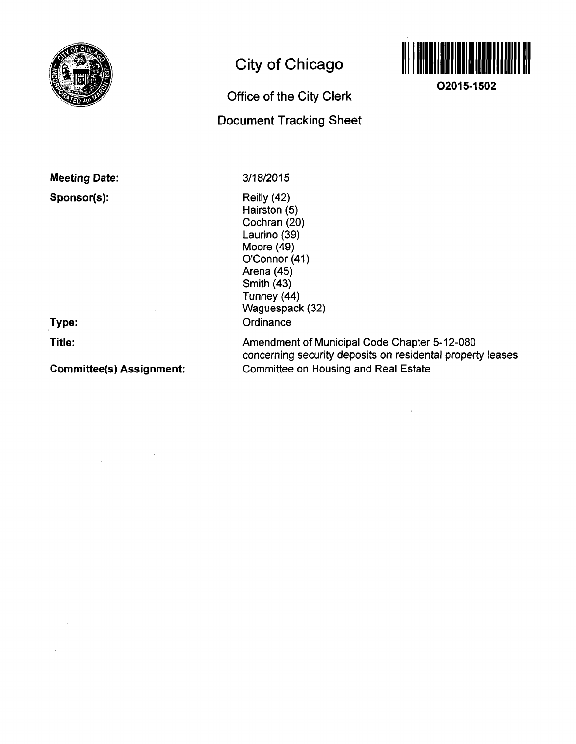# City of Chicago

## Office of the City Clerk

## Document Tracking Sheet

**O2015-1502**

**Meeting Date:** 3/18/2015

**Sponsor(s):**
Reilly (42)
Hairston (5)
Cochran (20)
Laurino (39)
Moore (49)
O'Connor (41)
Arena (45)
Smith (43)
Tunney (44)
Waguespack (32)

**Type:** Ordinance

**Title:** Amendment of Municipal Code Chapter 5-12-080 concerning security deposits on residental property leases

**Committee(s) Assignment:** Committee on Housing and Real Estate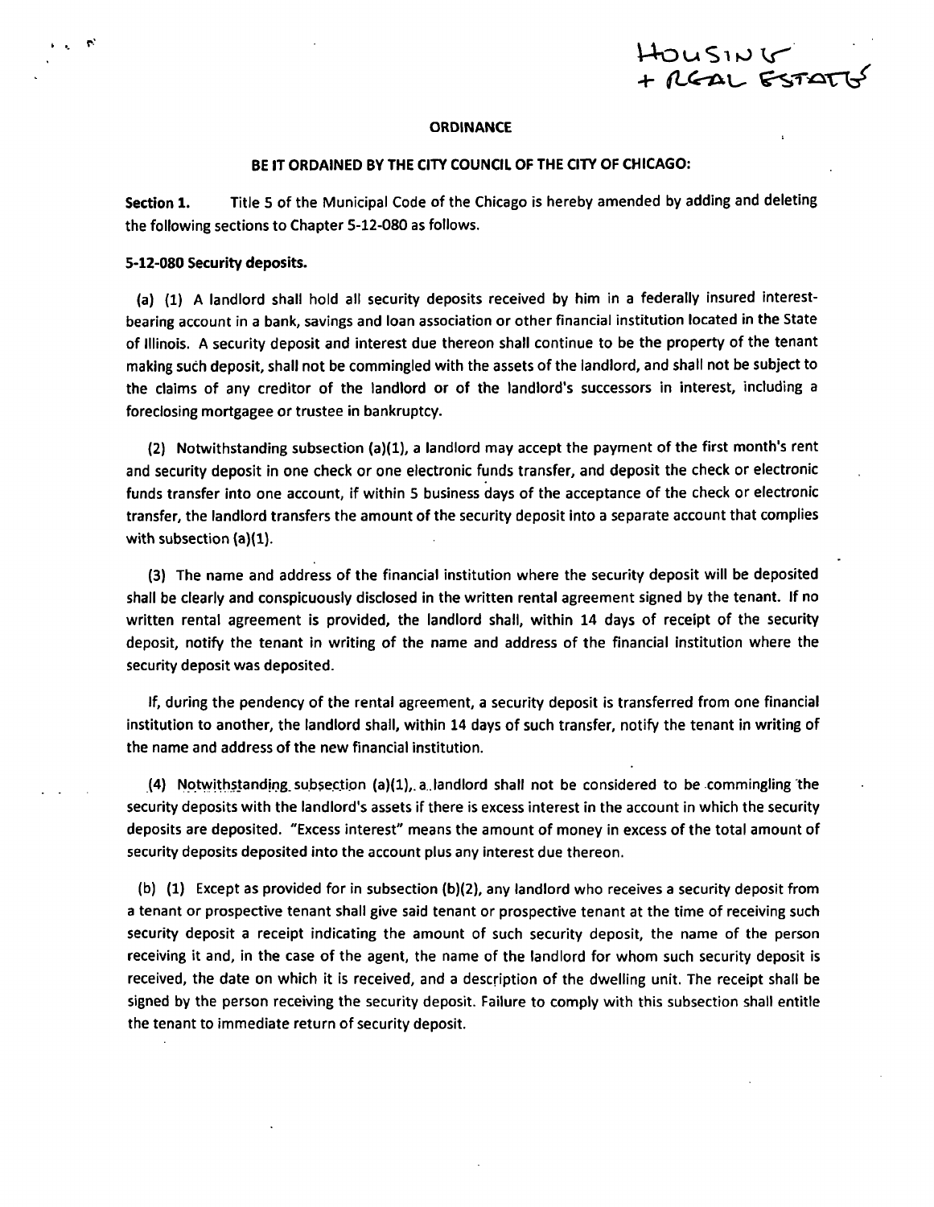Housing + Real Estate

**ORDINANCE**

**BE IT ORDAINED BY THE CITY COUNCIL OF THE CITY OF CHICAGO:**

**Section 1.** Title 5 of the Municipal Code of the Chicago is hereby amended by adding and deleting the following sections to Chapter 5-12-080 as follows.

**5-12-080 Security deposits.**

(a) (1) A landlord shall hold all security deposits received by him in a federally insured interest-bearing account in a bank, savings and loan association or other financial institution located in the State of Illinois. A security deposit and interest due thereon shall continue to be the property of the tenant making such deposit, shall not be commingled with the assets of the landlord, and shall not be subject to the claims of any creditor of the landlord or of the landlord's successors in interest, including a foreclosing mortgagee or trustee in bankruptcy.

(2) Notwithstanding subsection (a)(1), a landlord may accept the payment of the first month's rent and security deposit in one check or one electronic funds transfer, and deposit the check or electronic funds transfer into one account, if within 5 business days of the acceptance of the check or electronic transfer, the landlord transfers the amount of the security deposit into a separate account that complies with subsection (a)(1).

(3) The name and address of the financial institution where the security deposit will be deposited shall be clearly and conspicuously disclosed in the written rental agreement signed by the tenant. If no written rental agreement is provided, the landlord shall, within 14 days of receipt of the security deposit, notify the tenant in writing of the name and address of the financial institution where the security deposit was deposited.

If, during the pendency of the rental agreement, a security deposit is transferred from one financial institution to another, the landlord shall, within 14 days of such transfer, notify the tenant in writing of the name and address of the new financial institution.

(4) Notwithstanding subsection (a)(1), a landlord shall not be considered to be commingling the security deposits with the landlord's assets if there is excess interest in the account in which the security deposits are deposited. "Excess interest" means the amount of money in excess of the total amount of security deposits deposited into the account plus any interest due thereon.

(b) (1) Except as provided for in subsection (b)(2), any landlord who receives a security deposit from a tenant or prospective tenant shall give said tenant or prospective tenant at the time of receiving such security deposit a receipt indicating the amount of such security deposit, the name of the person receiving it and, in the case of the agent, the name of the landlord for whom such security deposit is received, the date on which it is received, and a description of the dwelling unit. The receipt shall be signed by the person receiving the security deposit. Failure to comply with this subsection shall entitle the tenant to immediate return of security deposit.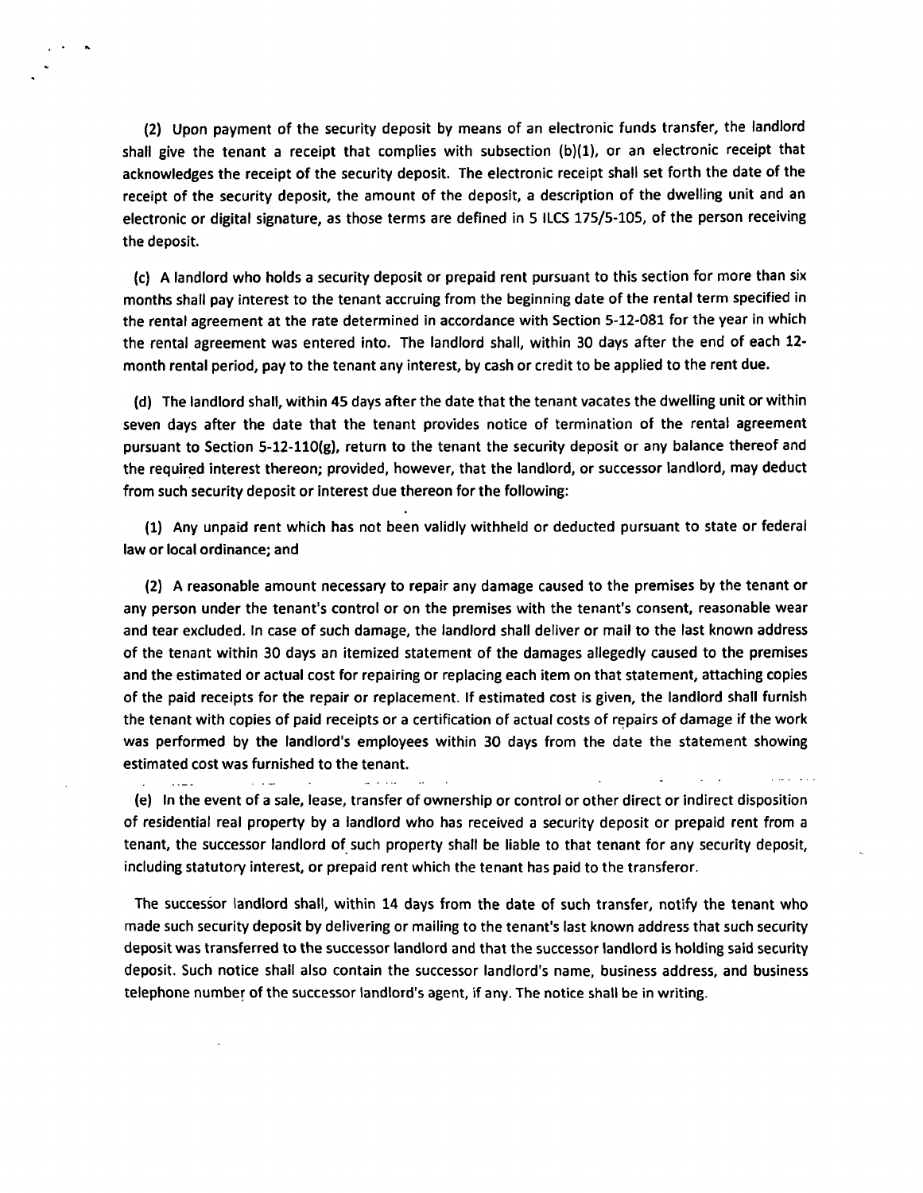(2) Upon payment of the security deposit by means of an electronic funds transfer, the landlord shall give the tenant a receipt that complies with subsection (b)(1), or an electronic receipt that acknowledges the receipt of the security deposit. The electronic receipt shall set forth the date of the receipt of the security deposit, the amount of the deposit, a description of the dwelling unit and an electronic or digital signature, as those terms are defined in 5 ILCS 175/5-105, of the person receiving the deposit.

(c) A landlord who holds a security deposit or prepaid rent pursuant to this section for more than six months shall pay interest to the tenant accruing from the beginning date of the rental term specified in the rental agreement at the rate determined in accordance with Section 5-12-081 for the year in which the rental agreement was entered into. The landlord shall, within 30 days after the end of each 12-month rental period, pay to the tenant any interest, by cash or credit to be applied to the rent due.

(d) The landlord shall, within 45 days after the date that the tenant vacates the dwelling unit or within seven days after the date that the tenant provides notice of termination of the rental agreement pursuant to Section 5-12-110(g), return to the tenant the security deposit or any balance thereof and the required interest thereon; provided, however, that the landlord, or successor landlord, may deduct from such security deposit or interest due thereon for the following:

(1) Any unpaid rent which has not been validly withheld or deducted pursuant to state or federal law or local ordinance; and

(2) A reasonable amount necessary to repair any damage caused to the premises by the tenant or any person under the tenant's control or on the premises with the tenant's consent, reasonable wear and tear excluded. In case of such damage, the landlord shall deliver or mail to the last known address of the tenant within 30 days an itemized statement of the damages allegedly caused to the premises and the estimated or actual cost for repairing or replacing each item on that statement, attaching copies of the paid receipts for the repair or replacement. If estimated cost is given, the landlord shall furnish the tenant with copies of paid receipts or a certification of actual costs of repairs of damage if the work was performed by the landlord's employees within 30 days from the date the statement showing estimated cost was furnished to the tenant.

(e) In the event of a sale, lease, transfer of ownership or control or other direct or indirect disposition of residential real property by a landlord who has received a security deposit or prepaid rent from a tenant, the successor landlord of such property shall be liable to that tenant for any security deposit, including statutory interest, or prepaid rent which the tenant has paid to the transferor.

The successor landlord shall, within 14 days from the date of such transfer, notify the tenant who made such security deposit by delivering or mailing to the tenant's last known address that such security deposit was transferred to the successor landlord and that the successor landlord is holding said security deposit. Such notice shall also contain the successor landlord's name, business address, and business telephone number of the successor landlord's agent, if any. The notice shall be in writing.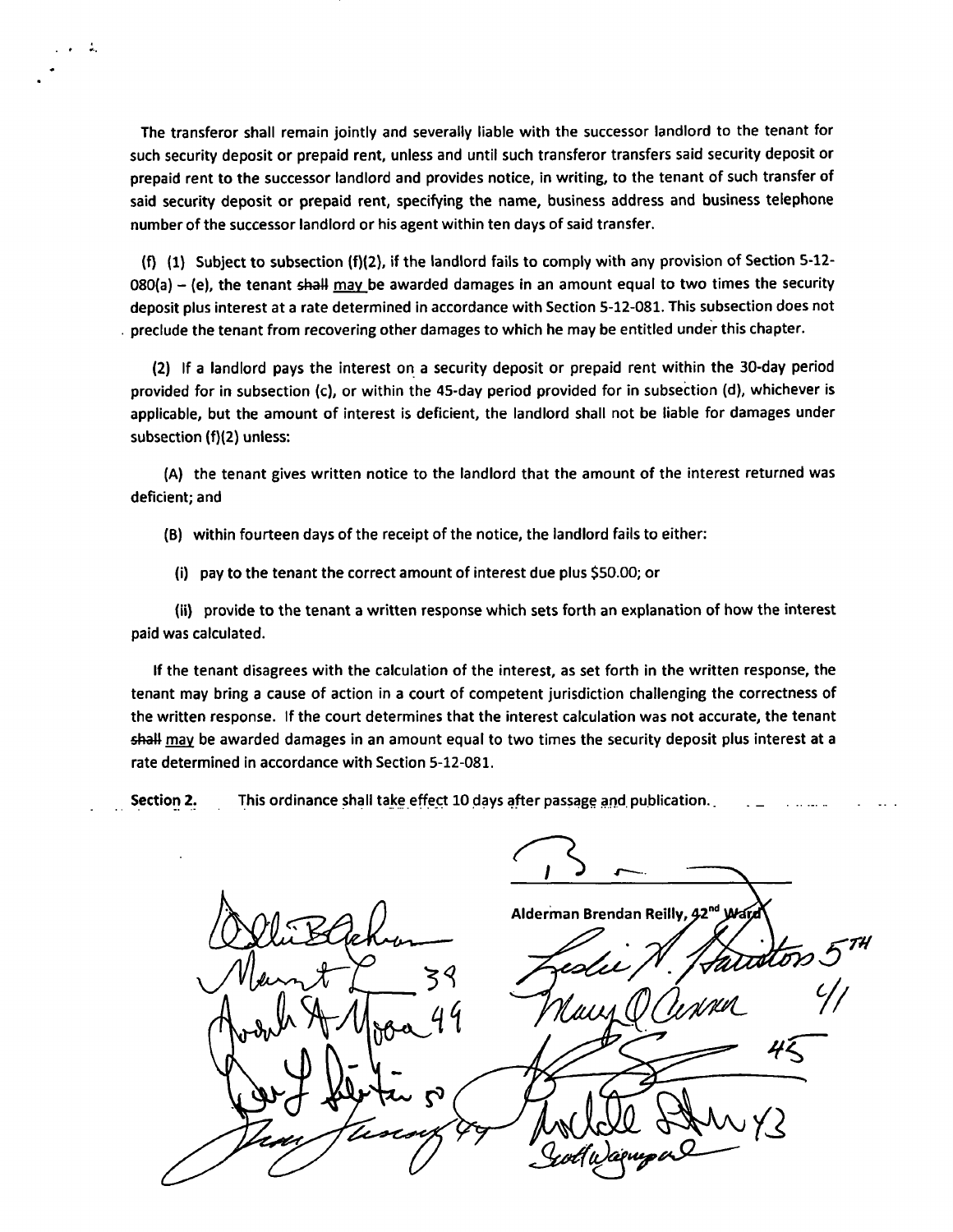The transferor shall remain jointly and severally liable with the successor landlord to the tenant for such security deposit or prepaid rent, unless and until such transferor transfers said security deposit or prepaid rent to the successor landlord and provides notice, in writing, to the tenant of such transfer of said security deposit or prepaid rent, specifying the name, business address and business telephone number of the successor landlord or his agent within ten days of said transfer.

(f) (1) Subject to subsection (f)(2), if the landlord fails to comply with any provision of Section 5-12-080(a) – (e), the tenant ~~shall~~ <u>may</u> be awarded damages in an amount equal to two times the security deposit plus interest at a rate determined in accordance with Section 5-12-081. This subsection does not preclude the tenant from recovering other damages to which he may be entitled under this chapter.

(2) If a landlord pays the interest on a security deposit or prepaid rent within the 30-day period provided for in subsection (c), or within the 45-day period provided for in subsection (d), whichever is applicable, but the amount of interest is deficient, the landlord shall not be liable for damages under subsection (f)(2) unless:

(A) the tenant gives written notice to the landlord that the amount of the interest returned was deficient; and

(B) within fourteen days of the receipt of the notice, the landlord fails to either:

(i) pay to the tenant the correct amount of interest due plus $50.00; or

(ii) provide to the tenant a written response which sets forth an explanation of how the interest paid was calculated.

If the tenant disagrees with the calculation of the interest, as set forth in the written response, the tenant may bring a cause of action in a court of competent jurisdiction challenging the correctness of the written response. If the court determines that the interest calculation was not accurate, the tenant ~~shall~~ <u>may</u> be awarded damages in an amount equal to two times the security deposit plus interest at a rate determined in accordance with Section 5-12-081.

**Section 2.** This ordinance shall take effect 10 days after passage and publication.

Alderman Brendan Reilly, 42nd Ward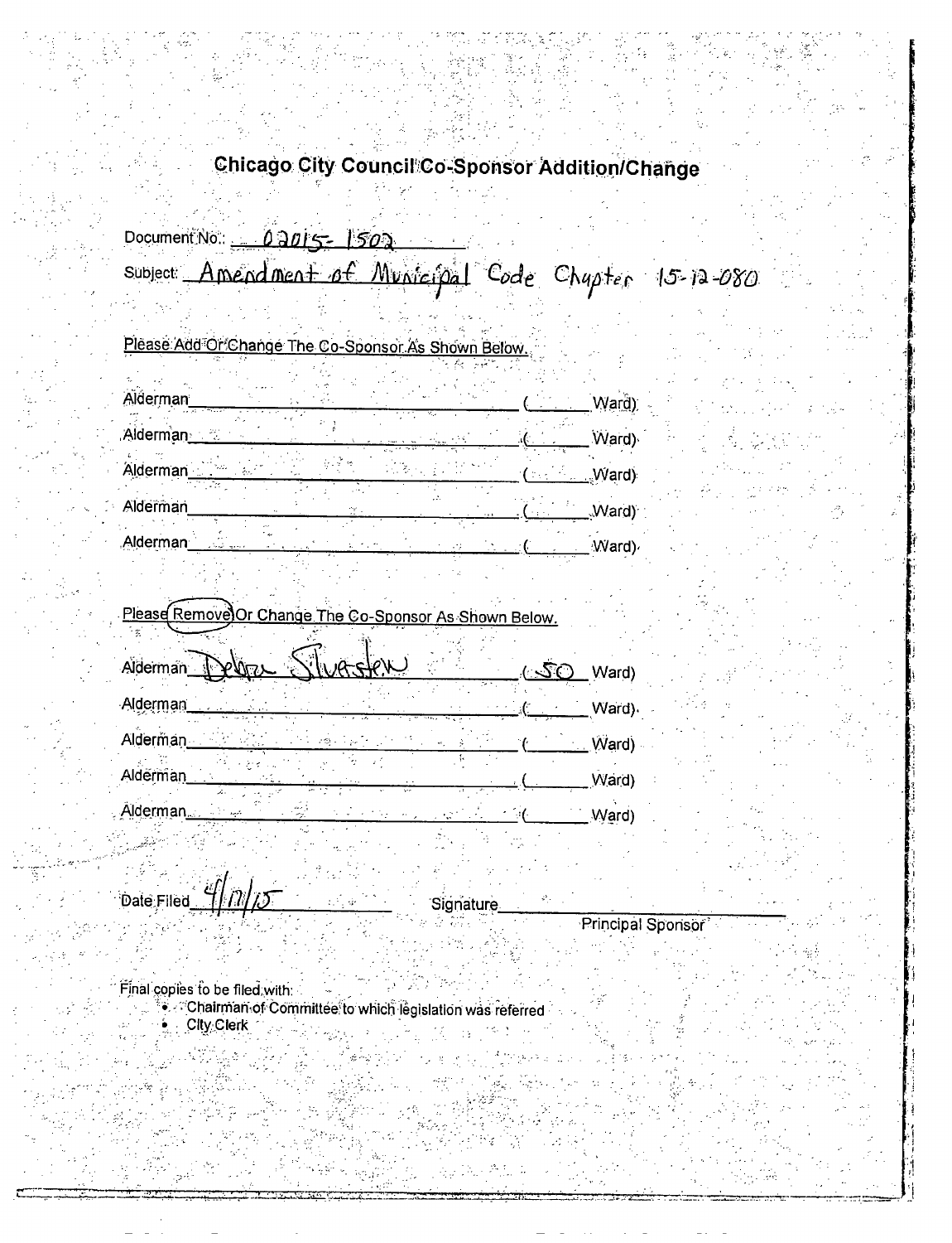## Chicago City Council Co-Sponsor Addition/Change

Document No.: O2015-1502

Subject: Amendment of Municipal Code Chapter 15-12-080

Please Add Or Change The Co-Sponsor As Shown Below.

Alderman ______________________________ (______ Ward)

Alderman ______________________________ (______ Ward)

Alderman ______________________________ (______ Ward)

Alderman ______________________________ (______ Ward)

Alderman ______________________________ (______ Ward)

Please Remove Or Change The Co-Sponsor As Shown Below.

Alderman Debra Silverstein (50 Ward)

Alderman ______________________________ (______ Ward)

Alderman ______________________________ (______ Ward)

Alderman ______________________________ (______ Ward)

Alderman ______________________________ (______ Ward)

Date Filed 4/17/15

Signature ______________________________
Principal Sponsor

Final copies to be filed with:

- Chairman of Committee to which legislation was referred
- City Clerk